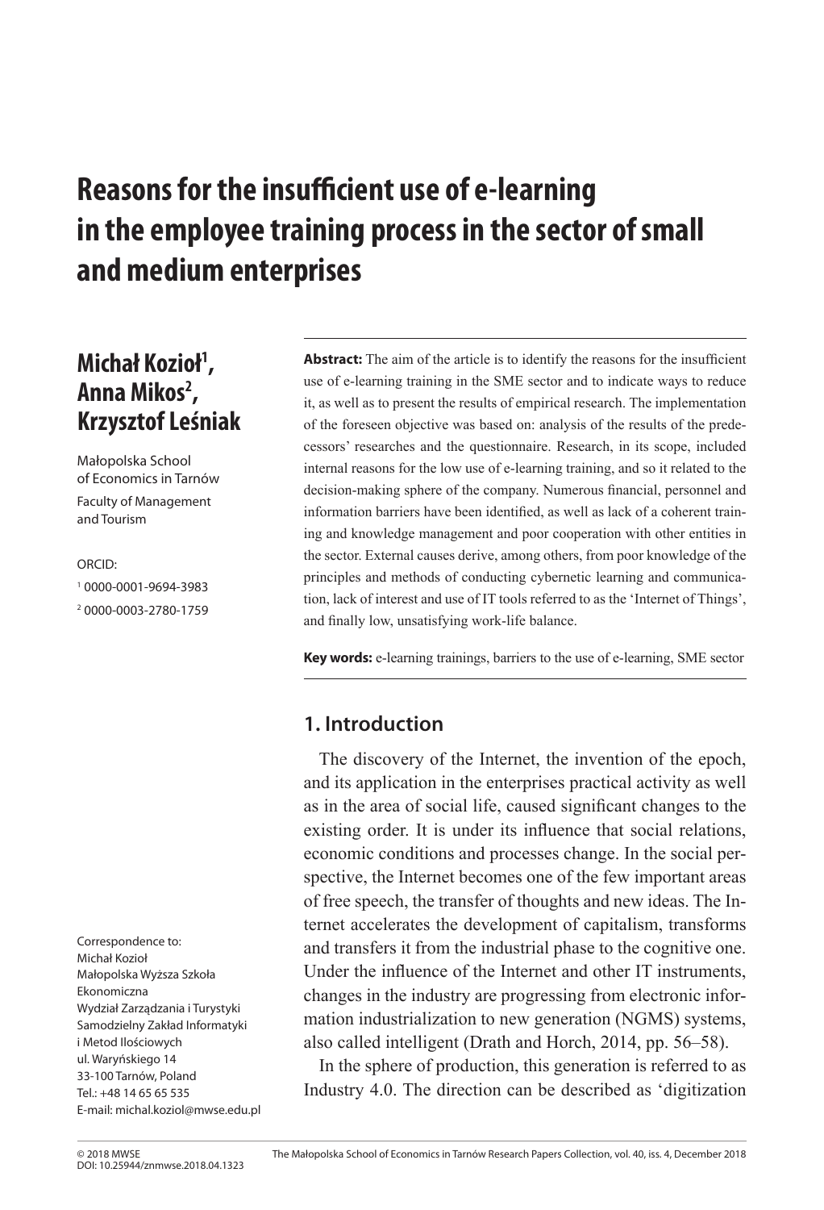# Reasons for the insufficient use of e-learning in the employee training process in the sector of small and medium enterprises

**Michał Kozioł[1], Anna Mikos[2], Krzysztof Leśniak**

Małopolska School of Economics in Tarnów
Faculty of Management and Tourism

ORCID:
[1] 0000-0001-9694-3983
[2] 0000-0003-2780-1759

Correspondence to:
Michał Kozioł
Małopolska Wyższa Szkoła Ekonomiczna
Wydział Zarządzania i Turystyki
Samodzielny Zakład Informatyki i Metod Ilościowych
ul. Waryńskiego 14
33-100 Tarnów, Poland
Tel.: +48 14 65 65 535
E-mail: michal.koziol@mwse.edu.pl

**Abstract:** The aim of the article is to identify the reasons for the insufficient use of e-learning training in the SME sector and to indicate ways to reduce it, as well as to present the results of empirical research. The implementation of the foreseen objective was based on: analysis of the results of the predecessors' researches and the questionnaire. Research, in its scope, included internal reasons for the low use of e-learning training, and so it related to the decision-making sphere of the company. Numerous financial, personnel and information barriers have been identified, as well as lack of a coherent training and knowledge management and poor cooperation with other entities in the sector. External causes derive, among others, from poor knowledge of the principles and methods of conducting cybernetic learning and communication, lack of interest and use of IT tools referred to as the 'Internet of Things', and finally low, unsatisfying work-life balance.

**Key words:** e-learning trainings, barriers to the use of e-learning, SME sector

## 1. Introduction

The discovery of the Internet, the invention of the epoch, and its application in the enterprises practical activity as well as in the area of social life, caused significant changes to the existing order. It is under its influence that social relations, economic conditions and processes change. In the social perspective, the Internet becomes one of the few important areas of free speech, the transfer of thoughts and new ideas. The Internet accelerates the development of capitalism, transforms and transfers it from the industrial phase to the cognitive one. Under the influence of the Internet and other IT instruments, changes in the industry are progressing from electronic information industrialization to new generation (NGMS) systems, also called intelligent (Drath and Horch, 2014, pp. 56–58).

In the sphere of production, this generation is referred to as Industry 4.0. The direction can be described as 'digitization

© 2018 MWSE
DOI: 10.25944/znmwse.2018.04.1323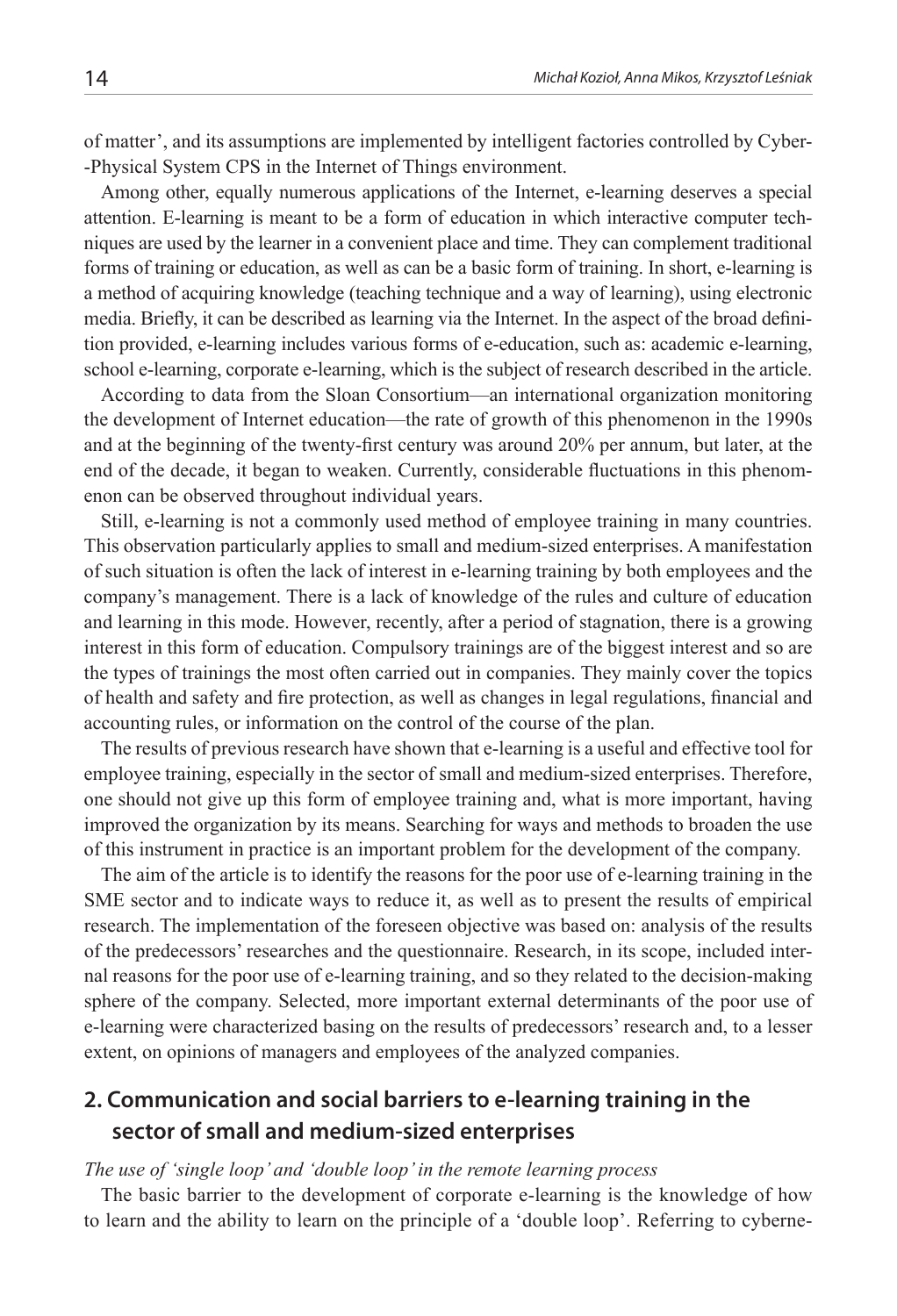of matter', and its assumptions are implemented by intelligent factories controlled by Cyber-Physical System CPS in the Internet of Things environment.

Among other, equally numerous applications of the Internet, e-learning deserves a special attention. E-learning is meant to be a form of education in which interactive computer techniques are used by the learner in a convenient place and time. They can complement traditional forms of training or education, as well as can be a basic form of training. In short, e-learning is a method of acquiring knowledge (teaching technique and a way of learning), using electronic media. Briefly, it can be described as learning via the Internet. In the aspect of the broad definition provided, e-learning includes various forms of e-education, such as: academic e-learning, school e-learning, corporate e-learning, which is the subject of research described in the article.

According to data from the Sloan Consortium—an international organization monitoring the development of Internet education—the rate of growth of this phenomenon in the 1990s and at the beginning of the twenty-first century was around 20% per annum, but later, at the end of the decade, it began to weaken. Currently, considerable fluctuations in this phenomenon can be observed throughout individual years.

Still, e-learning is not a commonly used method of employee training in many countries. This observation particularly applies to small and medium-sized enterprises. A manifestation of such situation is often the lack of interest in e-learning training by both employees and the company's management. There is a lack of knowledge of the rules and culture of education and learning in this mode. However, recently, after a period of stagnation, there is a growing interest in this form of education. Compulsory trainings are of the biggest interest and so are the types of trainings the most often carried out in companies. They mainly cover the topics of health and safety and fire protection, as well as changes in legal regulations, financial and accounting rules, or information on the control of the course of the plan.

The results of previous research have shown that e-learning is a useful and effective tool for employee training, especially in the sector of small and medium-sized enterprises. Therefore, one should not give up this form of employee training and, what is more important, having improved the organization by its means. Searching for ways and methods to broaden the use of this instrument in practice is an important problem for the development of the company.

The aim of the article is to identify the reasons for the poor use of e-learning training in the SME sector and to indicate ways to reduce it, as well as to present the results of empirical research. The implementation of the foreseen objective was based on: analysis of the results of the predecessors' researches and the questionnaire. Research, in its scope, included internal reasons for the poor use of e-learning training, and so they related to the decision-making sphere of the company. Selected, more important external determinants of the poor use of e-learning were characterized basing on the results of predecessors' research and, to a lesser extent, on opinions of managers and employees of the analyzed companies.

## 2. Communication and social barriers to e-learning training in the sector of small and medium-sized enterprises

*The use of 'single loop' and 'double loop' in the remote learning process*

The basic barrier to the development of corporate e-learning is the knowledge of how to learn and the ability to learn on the principle of a 'double loop'. Referring to cyberne-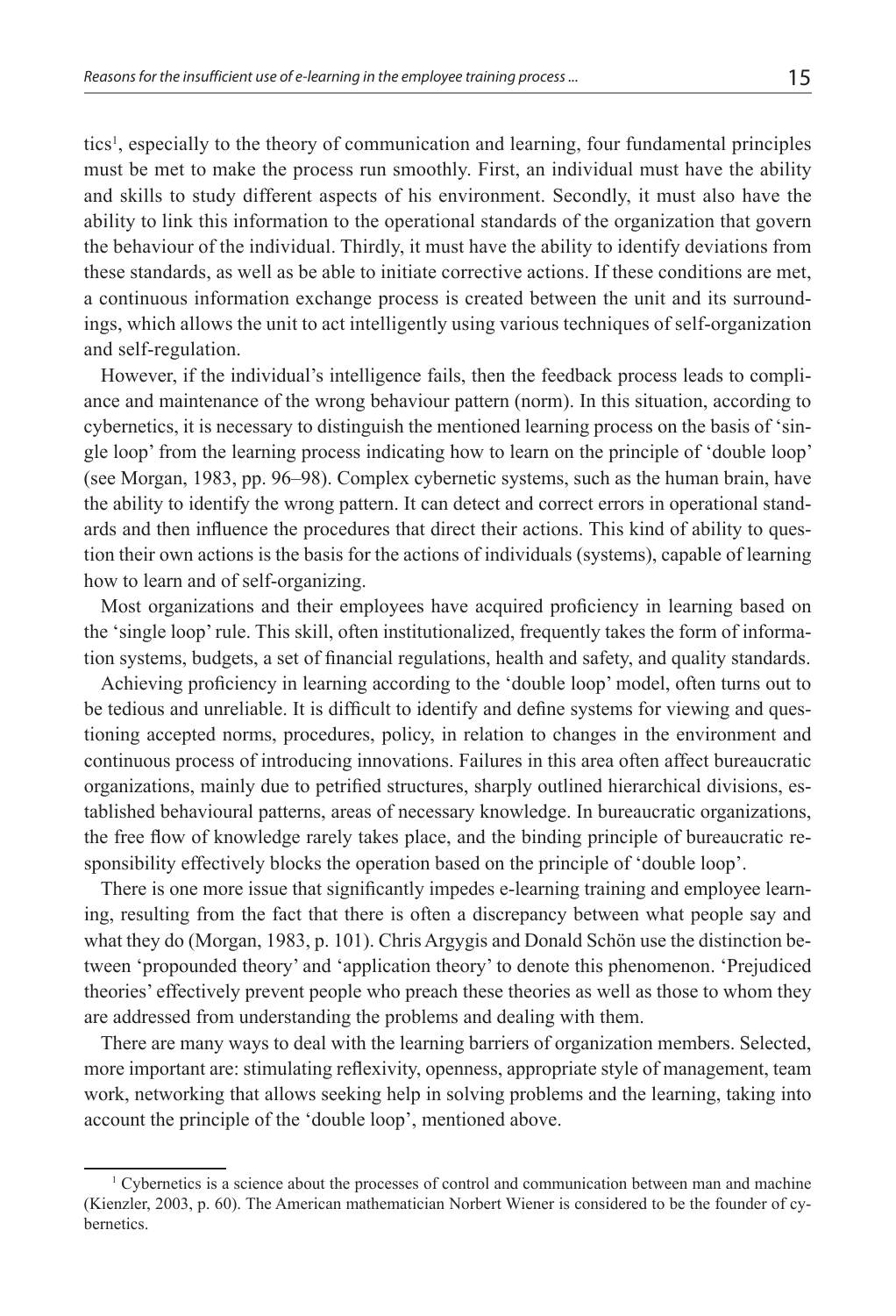tics[1], especially to the theory of communication and learning, four fundamental principles must be met to make the process run smoothly. First, an individual must have the ability and skills to study different aspects of his environment. Secondly, it must also have the ability to link this information to the operational standards of the organization that govern the behaviour of the individual. Thirdly, it must have the ability to identify deviations from these standards, as well as be able to initiate corrective actions. If these conditions are met, a continuous information exchange process is created between the unit and its surroundings, which allows the unit to act intelligently using various techniques of self-organization and self-regulation.

However, if the individual's intelligence fails, then the feedback process leads to compliance and maintenance of the wrong behaviour pattern (norm). In this situation, according to cybernetics, it is necessary to distinguish the mentioned learning process on the basis of 'single loop' from the learning process indicating how to learn on the principle of 'double loop' (see Morgan, 1983, pp. 96–98). Complex cybernetic systems, such as the human brain, have the ability to identify the wrong pattern. It can detect and correct errors in operational standards and then influence the procedures that direct their actions. This kind of ability to question their own actions is the basis for the actions of individuals (systems), capable of learning how to learn and of self-organizing.

Most organizations and their employees have acquired proficiency in learning based on the 'single loop' rule. This skill, often institutionalized, frequently takes the form of information systems, budgets, a set of financial regulations, health and safety, and quality standards.

Achieving proficiency in learning according to the 'double loop' model, often turns out to be tedious and unreliable. It is difficult to identify and define systems for viewing and questioning accepted norms, procedures, policy, in relation to changes in the environment and continuous process of introducing innovations. Failures in this area often affect bureaucratic organizations, mainly due to petrified structures, sharply outlined hierarchical divisions, established behavioural patterns, areas of necessary knowledge. In bureaucratic organizations, the free flow of knowledge rarely takes place, and the binding principle of bureaucratic responsibility effectively blocks the operation based on the principle of 'double loop'.

There is one more issue that significantly impedes e-learning training and employee learning, resulting from the fact that there is often a discrepancy between what people say and what they do (Morgan, 1983, p. 101). Chris Argygis and Donald Schön use the distinction between 'propounded theory' and 'application theory' to denote this phenomenon. 'Prejudiced theories' effectively prevent people who preach these theories as well as those to whom they are addressed from understanding the problems and dealing with them.

There are many ways to deal with the learning barriers of organization members. Selected, more important are: stimulating reflexivity, openness, appropriate style of management, team work, networking that allows seeking help in solving problems and the learning, taking into account the principle of the 'double loop', mentioned above.

---

[1] Cybernetics is a science about the processes of control and communication between man and machine (Kienzler, 2003, p. 60). The American mathematician Norbert Wiener is considered to be the founder of cybernetics.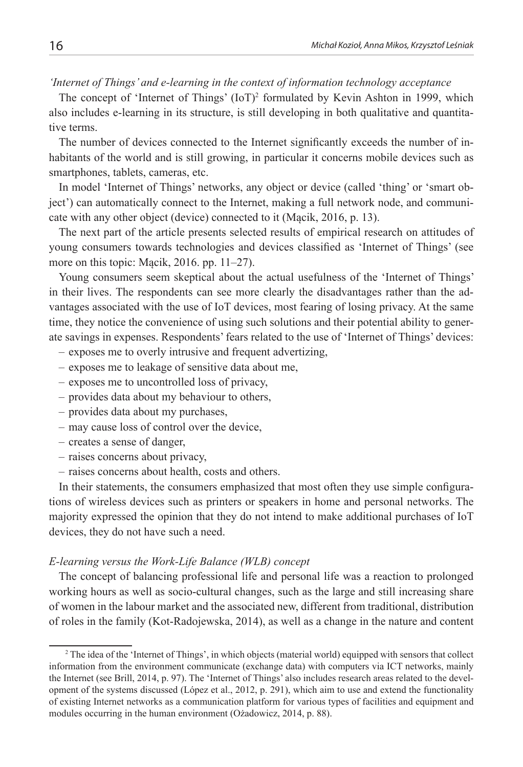*'Internet of Things' and e-learning in the context of information technology acceptance*

The concept of 'Internet of Things' (IoT)[2] formulated by Kevin Ashton in 1999, which also includes e-learning in its structure, is still developing in both qualitative and quantitative terms.

The number of devices connected to the Internet significantly exceeds the number of inhabitants of the world and is still growing, in particular it concerns mobile devices such as smartphones, tablets, cameras, etc.

In model 'Internet of Things' networks, any object or device (called 'thing' or 'smart object') can automatically connect to the Internet, making a full network node, and communicate with any other object (device) connected to it (Mącik, 2016, p. 13).

The next part of the article presents selected results of empirical research on attitudes of young consumers towards technologies and devices classified as 'Internet of Things' (see more on this topic: Mącik, 2016. pp. 11–27).

Young consumers seem skeptical about the actual usefulness of the 'Internet of Things' in their lives. The respondents can see more clearly the disadvantages rather than the advantages associated with the use of IoT devices, most fearing of losing privacy. At the same time, they notice the convenience of using such solutions and their potential ability to generate savings in expenses. Respondents' fears related to the use of 'Internet of Things' devices:

– exposes me to overly intrusive and frequent advertizing,
– exposes me to leakage of sensitive data about me,
– exposes me to uncontrolled loss of privacy,
– provides data about my behaviour to others,
– provides data about my purchases,
– may cause loss of control over the device,
– creates a sense of danger,
– raises concerns about privacy,
– raises concerns about health, costs and others.

In their statements, the consumers emphasized that most often they use simple configurations of wireless devices such as printers or speakers in home and personal networks. The majority expressed the opinion that they do not intend to make additional purchases of IoT devices, they do not have such a need.

*E-learning versus the Work-Life Balance (WLB) concept*

The concept of balancing professional life and personal life was a reaction to prolonged working hours as well as socio-cultural changes, such as the large and still increasing share of women in the labour market and the associated new, different from traditional, distribution of roles in the family (Kot-Radojewska, 2014), as well as a change in the nature and content

---

[2] The idea of the 'Internet of Things', in which objects (material world) equipped with sensors that collect information from the environment communicate (exchange data) with computers via ICT networks, mainly the Internet (see Brill, 2014, p. 97). The 'Internet of Things' also includes research areas related to the development of the systems discussed (López et al., 2012, p. 291), which aim to use and extend the functionality of existing Internet networks as a communication platform for various types of facilities and equipment and modules occurring in the human environment (Ożadowicz, 2014, p. 88).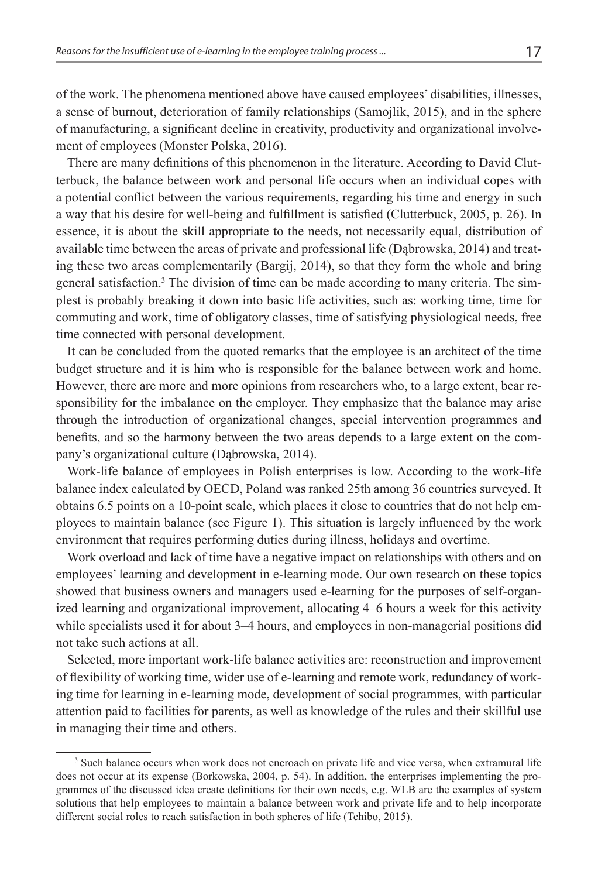of the work. The phenomena mentioned above have caused employees' disabilities, illnesses, a sense of burnout, deterioration of family relationships (Samojlik, 2015), and in the sphere of manufacturing, a significant decline in creativity, productivity and organizational involvement of employees (Monster Polska, 2016).

There are many definitions of this phenomenon in the literature. According to David Clutterbuck, the balance between work and personal life occurs when an individual copes with a potential conflict between the various requirements, regarding his time and energy in such a way that his desire for well-being and fulfillment is satisfied (Clutterbuck, 2005, p. 26). In essence, it is about the skill appropriate to the needs, not necessarily equal, distribution of available time between the areas of private and professional life (Dąbrowska, 2014) and treating these two areas complementarily (Bargij, 2014), so that they form the whole and bring general satisfaction.[3] The division of time can be made according to many criteria. The simplest is probably breaking it down into basic life activities, such as: working time, time for commuting and work, time of obligatory classes, time of satisfying physiological needs, free time connected with personal development.

It can be concluded from the quoted remarks that the employee is an architect of the time budget structure and it is him who is responsible for the balance between work and home. However, there are more and more opinions from researchers who, to a large extent, bear responsibility for the imbalance on the employer. They emphasize that the balance may arise through the introduction of organizational changes, special intervention programmes and benefits, and so the harmony between the two areas depends to a large extent on the company's organizational culture (Dąbrowska, 2014).

Work-life balance of employees in Polish enterprises is low. According to the work-life balance index calculated by OECD, Poland was ranked 25th among 36 countries surveyed. It obtains 6.5 points on a 10-point scale, which places it close to countries that do not help employees to maintain balance (see Figure 1). This situation is largely influenced by the work environment that requires performing duties during illness, holidays and overtime.

Work overload and lack of time have a negative impact on relationships with others and on employees' learning and development in e-learning mode. Our own research on these topics showed that business owners and managers used e-learning for the purposes of self-organized learning and organizational improvement, allocating 4–6 hours a week for this activity while specialists used it for about 3–4 hours, and employees in non-managerial positions did not take such actions at all.

Selected, more important work-life balance activities are: reconstruction and improvement of flexibility of working time, wider use of e-learning and remote work, redundancy of working time for learning in e-learning mode, development of social programmes, with particular attention paid to facilities for parents, as well as knowledge of the rules and their skillful use in managing their time and others.

[3] Such balance occurs when work does not encroach on private life and vice versa, when extramural life does not occur at its expense (Borkowska, 2004, p. 54). In addition, the enterprises implementing the programmes of the discussed idea create definitions for their own needs, e.g. WLB are the examples of system solutions that help employees to maintain a balance between work and private life and to help incorporate different social roles to reach satisfaction in both spheres of life (Tchibo, 2015).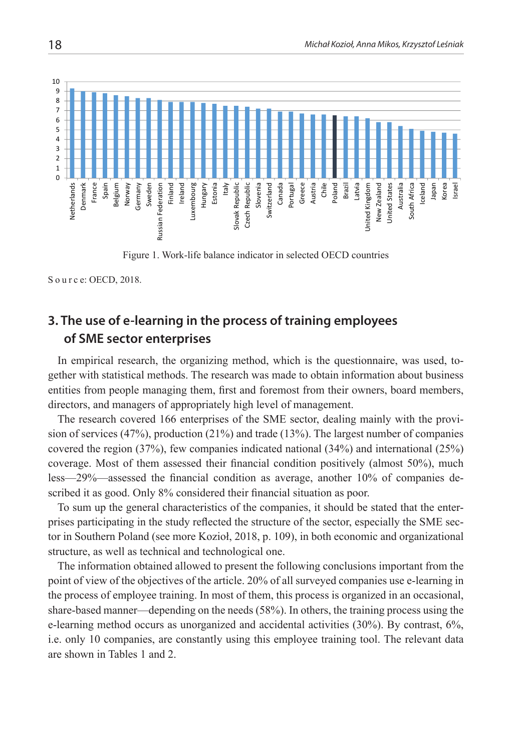Figure 1. Work-life balance indicator in selected OECD countries

Source: OECD, 2018.

## 3. The use of e-learning in the process of training employees of SME sector enterprises

In empirical research, the organizing method, which is the questionnaire, was used, together with statistical methods. The research was made to obtain information about business entities from people managing them, first and foremost from their owners, board members, directors, and managers of appropriately high level of management.

The research covered 166 enterprises of the SME sector, dealing mainly with the provision of services (47%), production (21%) and trade (13%). The largest number of companies covered the region (37%), few companies indicated national (34%) and international (25%) coverage. Most of them assessed their financial condition positively (almost 50%), much less—29%—assessed the financial condition as average, another 10% of companies described it as good. Only 8% considered their financial situation as poor.

To sum up the general characteristics of the companies, it should be stated that the enterprises participating in the study reflected the structure of the sector, especially the SME sector in Southern Poland (see more Kozioł, 2018, p. 109), in both economic and organizational structure, as well as technical and technological one.

The information obtained allowed to present the following conclusions important from the point of view of the objectives of the article. 20% of all surveyed companies use e-learning in the process of employee training. In most of them, this process is organized in an occasional, share-based manner—depending on the needs (58%). In others, the training process using the e-learning method occurs as unorganized and accidental activities (30%). By contrast, 6%, i.e. only 10 companies, are constantly using this employee training tool. The relevant data are shown in Tables 1 and 2.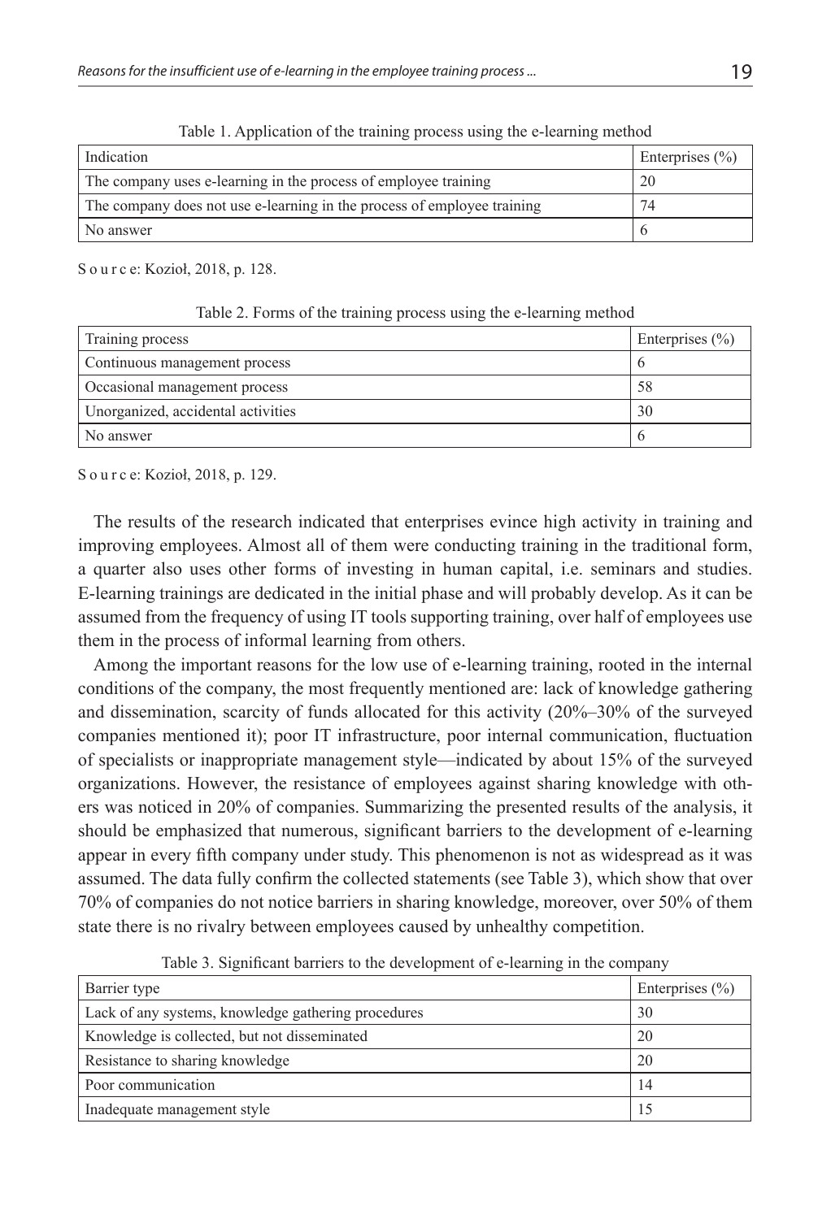Table 1. Application of the training process using the e-learning method

| Indication | Enterprises (%) |
|---|---|
| The company uses e-learning in the process of employee training | 20 |
| The company does not use e-learning in the process of employee training | 74 |
| No answer | 6 |

S o u r c e: Kozioł, 2018, p. 128.

Table 2. Forms of the training process using the e-learning method

| Training process | Enterprises (%) |
|---|---|
| Continuous management process | 6 |
| Occasional management process | 58 |
| Unorganized, accidental activities | 30 |
| No answer | 6 |

S o u r c e: Kozioł, 2018, p. 129.

The results of the research indicated that enterprises evince high activity in training and improving employees. Almost all of them were conducting training in the traditional form, a quarter also uses other forms of investing in human capital, i.e. seminars and studies. E-learning trainings are dedicated in the initial phase and will probably develop. As it can be assumed from the frequency of using IT tools supporting training, over half of employees use them in the process of informal learning from others.

Among the important reasons for the low use of e-learning training, rooted in the internal conditions of the company, the most frequently mentioned are: lack of knowledge gathering and dissemination, scarcity of funds allocated for this activity (20%–30% of the surveyed companies mentioned it); poor IT infrastructure, poor internal communication, fluctuation of specialists or inappropriate management style—indicated by about 15% of the surveyed organizations. However, the resistance of employees against sharing knowledge with others was noticed in 20% of companies. Summarizing the presented results of the analysis, it should be emphasized that numerous, significant barriers to the development of e-learning appear in every fifth company under study. This phenomenon is not as widespread as it was assumed. The data fully confirm the collected statements (see Table 3), which show that over 70% of companies do not notice barriers in sharing knowledge, moreover, over 50% of them state there is no rivalry between employees caused by unhealthy competition.

Table 3. Significant barriers to the development of e-learning in the company

| Barrier type | Enterprises (%) |
|---|---|
| Lack of any systems, knowledge gathering procedures | 30 |
| Knowledge is collected, but not disseminated | 20 |
| Resistance to sharing knowledge | 20 |
| Poor communication | 14 |
| Inadequate management style | 15 |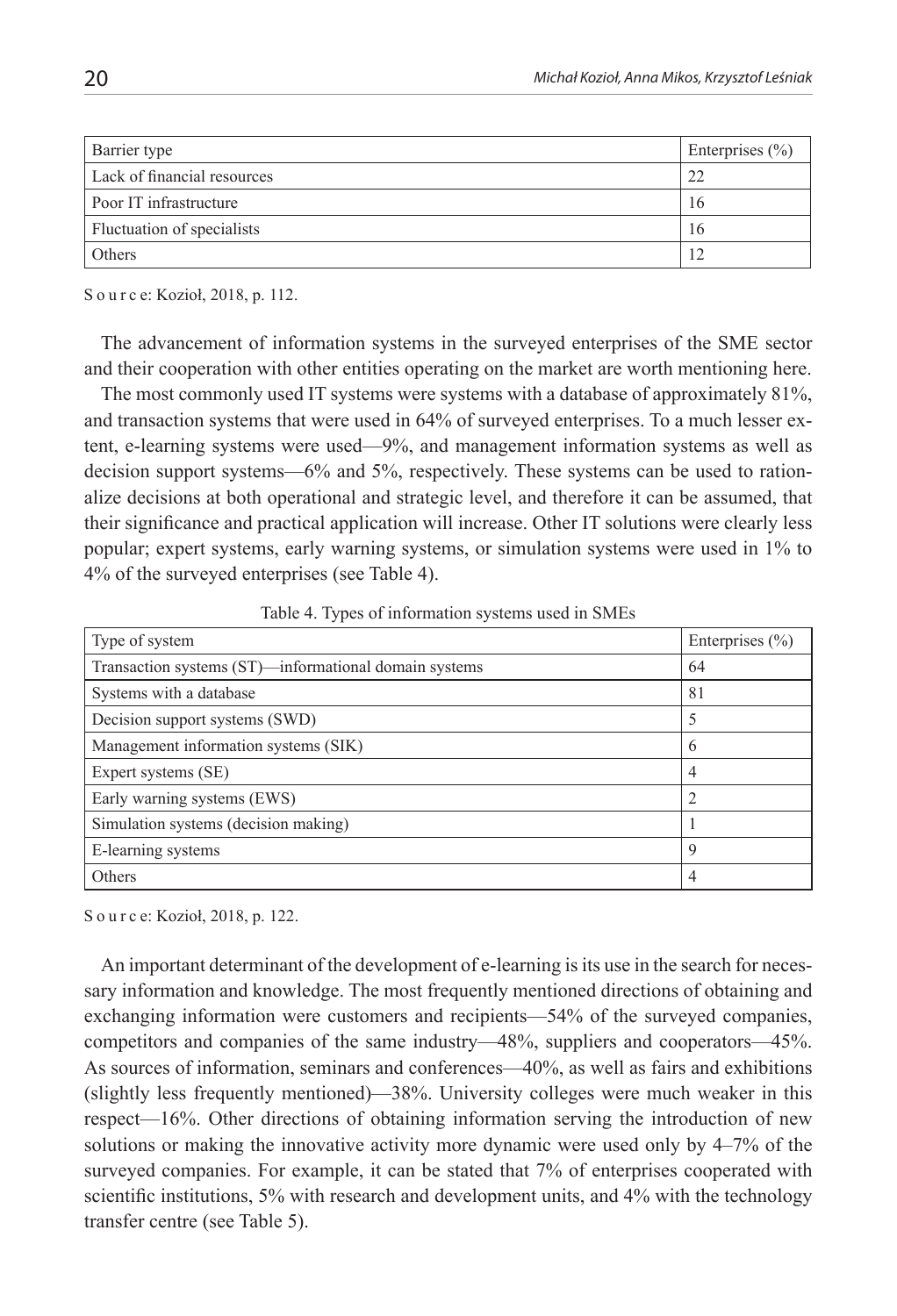| Barrier type | Enterprises (%) |
|---|---|
| Lack of financial resources | 22 |
| Poor IT infrastructure | 16 |
| Fluctuation of specialists | 16 |
| Others | 12 |

S o u r c e: Kozioł, 2018, p. 112.

The advancement of information systems in the surveyed enterprises of the SME sector and their cooperation with other entities operating on the market are worth mentioning here.

The most commonly used IT systems were systems with a database of approximately 81%, and transaction systems that were used in 64% of surveyed enterprises. To a much lesser extent, e-learning systems were used—9%, and management information systems as well as decision support systems—6% and 5%, respectively. These systems can be used to rationalize decisions at both operational and strategic level, and therefore it can be assumed, that their significance and practical application will increase. Other IT solutions were clearly less popular; expert systems, early warning systems, or simulation systems were used in 1% to 4% of the surveyed enterprises (see Table 4).

Table 4. Types of information systems used in SMEs

| Type of system | Enterprises (%) |
|---|---|
| Transaction systems (ST)—informational domain systems | 64 |
| Systems with a database | 81 |
| Decision support systems (SWD) | 5 |
| Management information systems (SIK) | 6 |
| Expert systems (SE) | 4 |
| Early warning systems (EWS) | 2 |
| Simulation systems (decision making) | 1 |
| E-learning systems | 9 |
| Others | 4 |

S o u r c e: Kozioł, 2018, p. 122.

An important determinant of the development of e-learning is its use in the search for necessary information and knowledge. The most frequently mentioned directions of obtaining and exchanging information were customers and recipients—54% of the surveyed companies, competitors and companies of the same industry—48%, suppliers and cooperators—45%. As sources of information, seminars and conferences—40%, as well as fairs and exhibitions (slightly less frequently mentioned)—38%. University colleges were much weaker in this respect—16%. Other directions of obtaining information serving the introduction of new solutions or making the innovative activity more dynamic were used only by 4–7% of the surveyed companies. For example, it can be stated that 7% of enterprises cooperated with scientific institutions, 5% with research and development units, and 4% with the technology transfer centre (see Table 5).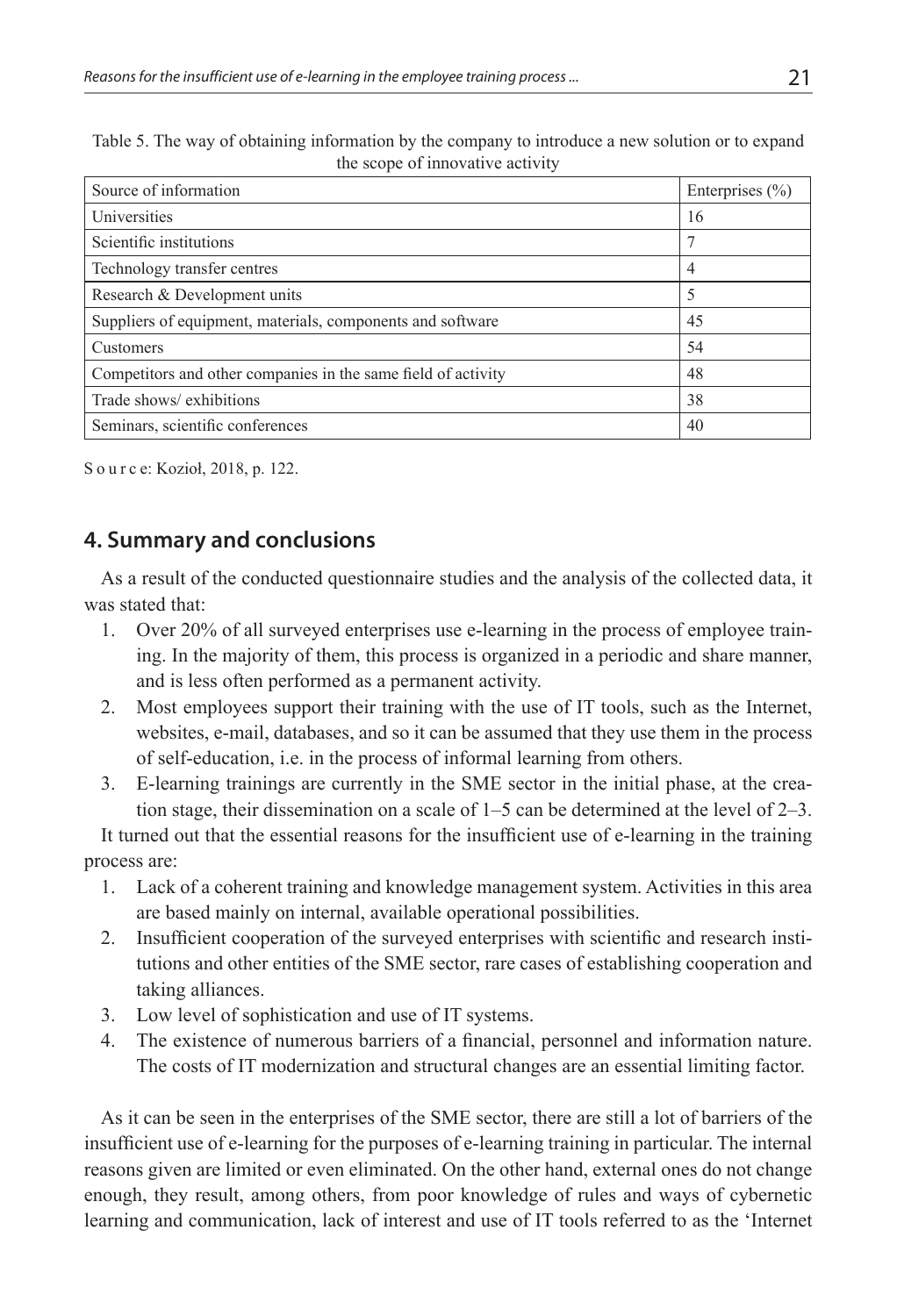Table 5. The way of obtaining information by the company to introduce a new solution or to expand the scope of innovative activity

| Source of information | Enterprises (%) |
|---|---|
| Universities | 16 |
| Scientific institutions | 7 |
| Technology transfer centres | 4 |
| Research & Development units | 5 |
| Suppliers of equipment, materials, components and software | 45 |
| Customers | 54 |
| Competitors and other companies in the same field of activity | 48 |
| Trade shows/ exhibitions | 38 |
| Seminars, scientific conferences | 40 |

S o u r c e: Kozioł, 2018, p. 122.

## 4. Summary and conclusions

As a result of the conducted questionnaire studies and the analysis of the collected data, it was stated that:

1. Over 20% of all surveyed enterprises use e-learning in the process of employee training. In the majority of them, this process is organized in a periodic and share manner, and is less often performed as a permanent activity.
2. Most employees support their training with the use of IT tools, such as the Internet, websites, e-mail, databases, and so it can be assumed that they use them in the process of self-education, i.e. in the process of informal learning from others.
3. E-learning trainings are currently in the SME sector in the initial phase, at the creation stage, their dissemination on a scale of 1–5 can be determined at the level of 2–3.

It turned out that the essential reasons for the insufficient use of e-learning in the training process are:

1. Lack of a coherent training and knowledge management system. Activities in this area are based mainly on internal, available operational possibilities.
2. Insufficient cooperation of the surveyed enterprises with scientific and research institutions and other entities of the SME sector, rare cases of establishing cooperation and taking alliances.
3. Low level of sophistication and use of IT systems.
4. The existence of numerous barriers of a financial, personnel and information nature. The costs of IT modernization and structural changes are an essential limiting factor.

As it can be seen in the enterprises of the SME sector, there are still a lot of barriers of the insufficient use of e-learning for the purposes of e-learning training in particular. The internal reasons given are limited or even eliminated. On the other hand, external ones do not change enough, they result, among others, from poor knowledge of rules and ways of cybernetic learning and communication, lack of interest and use of IT tools referred to as the 'Internet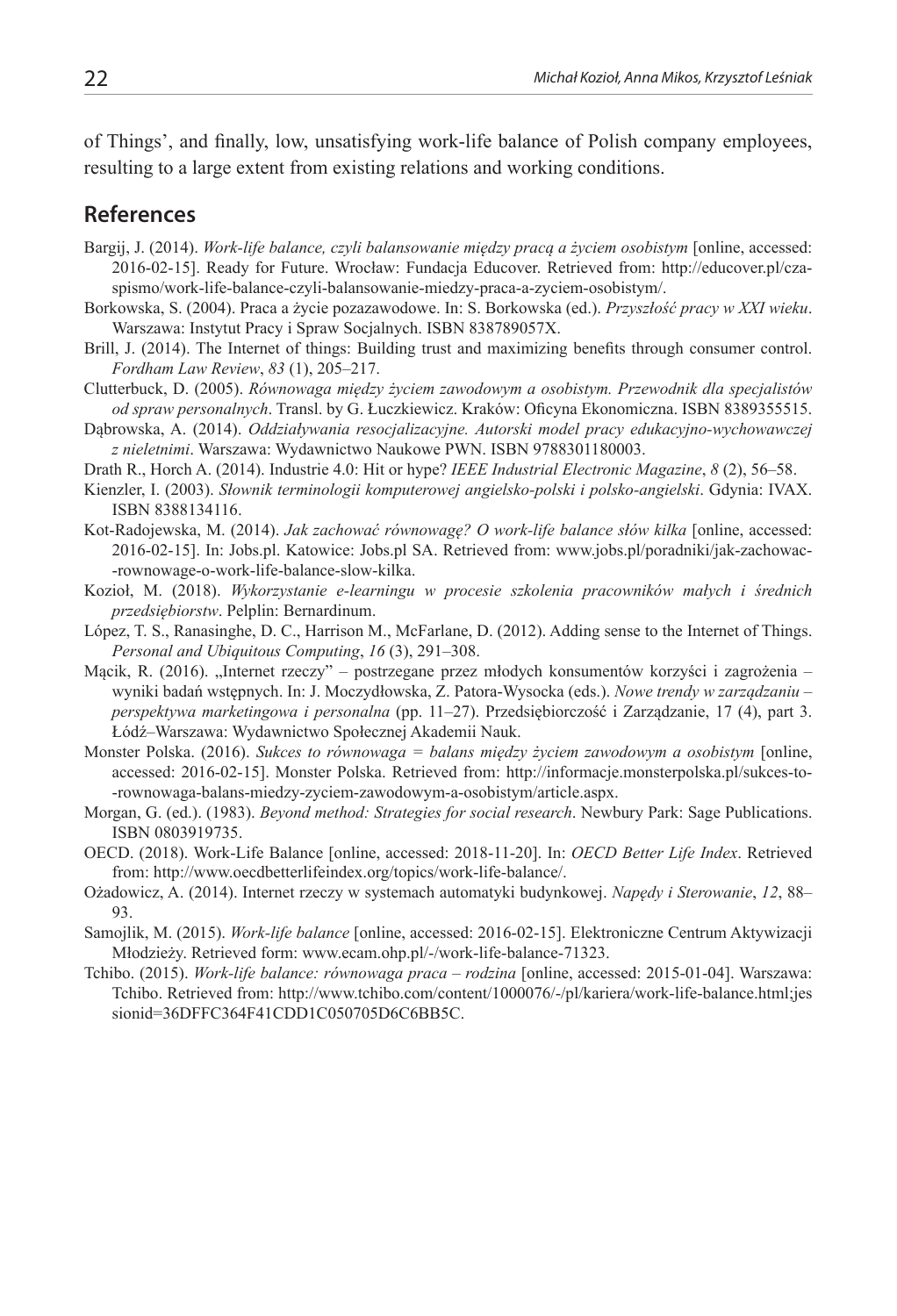of Things', and finally, low, unsatisfying work-life balance of Polish company employees, resulting to a large extent from existing relations and working conditions.

## References

Bargij, J. (2014). *Work-life balance, czyli balansowanie między pracą a życiem osobistym* [online, accessed: 2016-02-15]. Ready for Future. Wrocław: Fundacja Educover. Retrieved from: http://educover.pl/czasopismo/work-life-balance-czyli-balansowanie-miedzy-praca-a-zyciem-osobistym/.

Borkowska, S. (2004). Praca a życie pozazawodowe. In: S. Borkowska (ed.). *Przyszłość pracy w XXI wieku*. Warszawa: Instytut Pracy i Spraw Socjalnych. ISBN 838789057X.

Brill, J. (2014). The Internet of things: Building trust and maximizing benefits through consumer control. *Fordham Law Review*, *83* (1), 205–217.

Clutterbuck, D. (2005). *Równowaga między życiem zawodowym a osobistym. Przewodnik dla specjalistów od spraw personalnych*. Transl. by G. Łuczkiewicz. Kraków: Oficyna Ekonomiczna. ISBN 8389355515.

Dąbrowska, A. (2014). *Oddziaływania resocjalizacyjne. Autorski model pracy edukacyjno-wychowawczej z nieletnimi*. Warszawa: Wydawnictwo Naukowe PWN. ISBN 9788301180003.

Drath R., Horch A. (2014). Industrie 4.0: Hit or hype? *IEEE Industrial Electronic Magazine*, *8* (2), 56–58.

Kienzler, I. (2003). *Słownik terminologii komputerowej angielsko-polski i polsko-angielski*. Gdynia: IVAX. ISBN 8388134116.

Kot-Radojewska, M. (2014). *Jak zachować równowagę? O work-life balance słów kilka* [online, accessed: 2016-02-15]. In: Jobs.pl. Katowice: Jobs.pl SA. Retrieved from: www.jobs.pl/poradniki/jak-zachowac--rownowage-o-work-life-balance-slow-kilka.

Kozioł, M. (2018). *Wykorzystanie e-learningu w procesie szkolenia pracowników małych i średnich przedsiębiorstw*. Pelplin: Bernardinum.

López, T. S., Ranasinghe, D. C., Harrison M., McFarlane, D. (2012). Adding sense to the Internet of Things. *Personal and Ubiquitous Computing*, *16* (3), 291–308.

Mącik, R. (2016). „Internet rzeczy" – postrzegane przez młodych konsumentów korzyści i zagrożenia – wyniki badań wstępnych. In: J. Moczydłowska, Z. Patora-Wysocka (eds.). *Nowe trendy w zarządzaniu – perspektywa marketingowa i personalna* (pp. 11–27). Przedsiębiorczość i Zarządzanie, 17 (4), part 3. Łódź–Warszawa: Wydawnictwo Społecznej Akademii Nauk.

Monster Polska. (2016). *Sukces to równowaga = balans między życiem zawodowym a osobistym* [online, accessed: 2016-02-15]. Monster Polska. Retrieved from: http://informacje.monsterpolska.pl/sukces-to--rownowaga-balans-miedzy-zyciem-zawodowym-a-osobistym/article.aspx.

Morgan, G. (ed.). (1983). *Beyond method: Strategies for social research*. Newbury Park: Sage Publications. ISBN 0803919735.

OECD. (2018). Work-Life Balance [online, accessed: 2018-11-20]. In: *OECD Better Life Index*. Retrieved from: http://www.oecdbetterlifeindex.org/topics/work-life-balance/.

Ożadowicz, A. (2014). Internet rzeczy w systemach automatyki budynkowej. *Napędy i Sterowanie*, *12*, 88–93.

Samojlik, M. (2015). *Work-life balance* [online, accessed: 2016-02-15]. Elektroniczne Centrum Aktywizacji Młodzieży. Retrieved form: www.ecam.ohp.pl/-/work-life-balance-71323.

Tchibo. (2015). *Work-life balance: równowaga praca – rodzina* [online, accessed: 2015-01-04]. Warszawa: Tchibo. Retrieved from: http://www.tchibo.com/content/1000076/-/pl/kariera/work-life-balance.html;jessionid=36DFFC364F41CDD1C050705D6C6BB5C.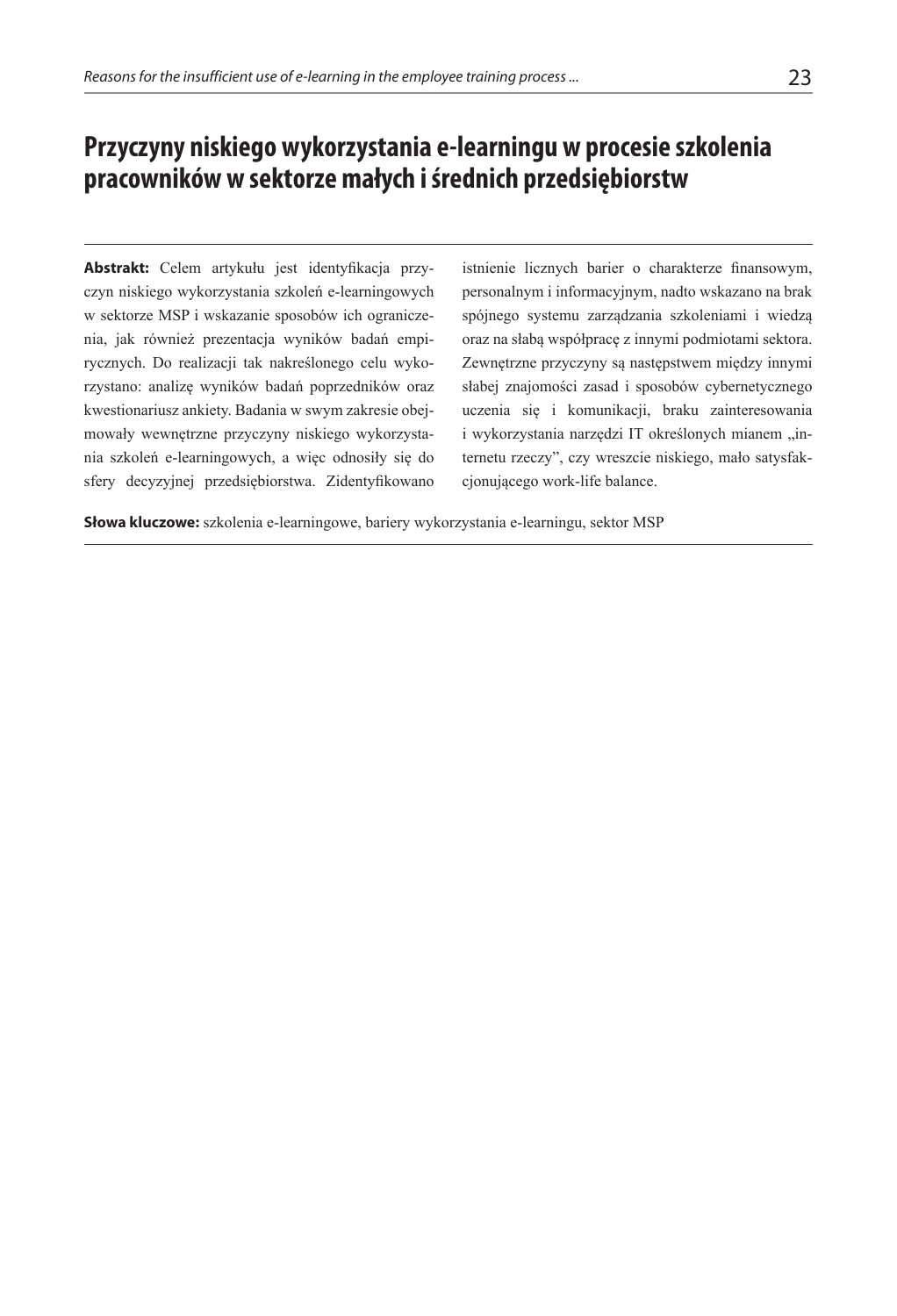# Przyczyny niskiego wykorzystania e-learningu w procesie szkolenia pracowników w sektorze małych i średnich przedsiębiorstw

**Abstrakt:** Celem artykułu jest identyfikacja przyczyn niskiego wykorzystania szkoleń e-learningowych w sektorze MSP i wskazanie sposobów ich ograniczenia, jak również prezentacja wyników badań empirycznych. Do realizacji tak nakreślonego celu wykorzystano: analizę wyników badań poprzedników oraz kwestionariusz ankiety. Badania w swym zakresie obejmowały wewnętrzne przyczyny niskiego wykorzystania szkoleń e-learningowych, a więc odnosiły się do sfery decyzyjnej przedsiębiorstwa. Zidentyfikowano istnienie licznych barier o charakterze finansowym, personalnym i informacyjnym, nadto wskazano na brak spójnego systemu zarządzania szkoleniami i wiedzą oraz na słabą współpracę z innymi podmiotami sektora. Zewnętrzne przyczyny są następstwem między innymi słabej znajomości zasad i sposobów cybernetycznego uczenia się i komunikacji, braku zainteresowania i wykorzystania narzędzi IT określonych mianem „internetu rzeczy", czy wreszcie niskiego, mało satysfakcjonującego work-life balance.

**Słowa kluczowe:** szkolenia e-learningowe, bariery wykorzystania e-learningu, sektor MSP